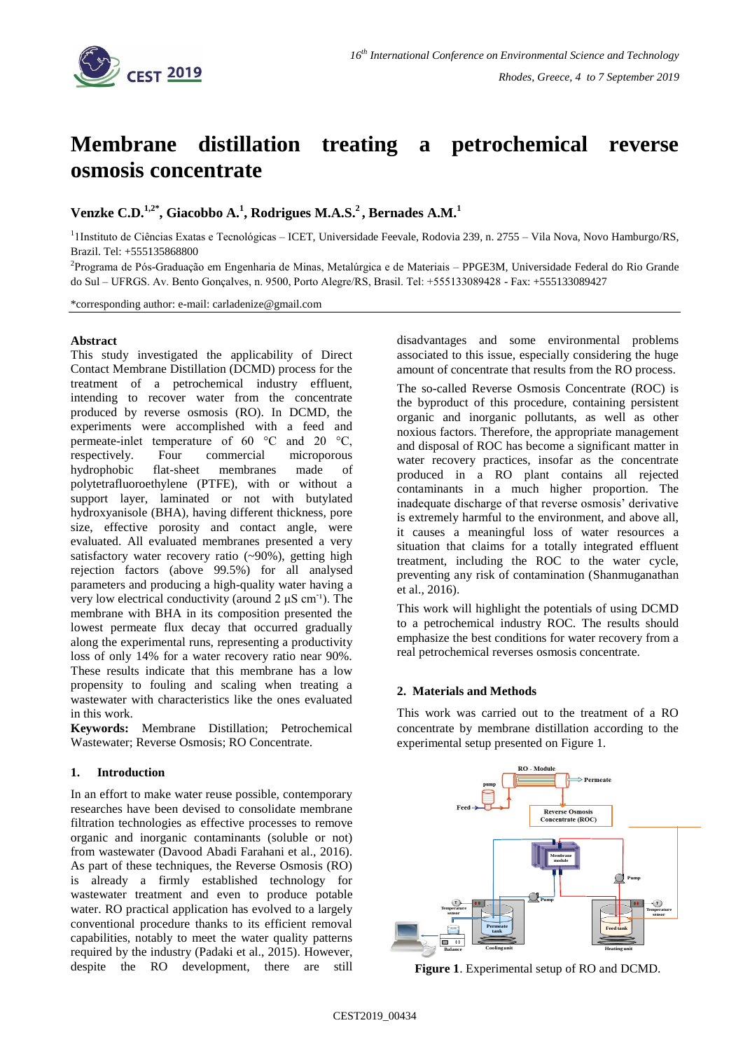# Membrane distillation treating a petrochemical reverse osmosis concentrate

## Venzke C.D.[1,2*], Giacobbo A.[1], Rodrigues M.A.S.[2], Bernades A.M.[1]

[1]1Instituto de Ciências Exatas e Tecnológicas – ICET, Universidade Feevale, Rodovia 239, n. 2755 – Vila Nova, Novo Hamburgo/RS, Brazil. Tel: +555135868800

[2]Programa de Pós-Graduação em Engenharia de Minas, Metalúrgica e de Materiais – PPGE3M, Universidade Federal do Rio Grande do Sul – UFRGS. Av. Bento Gonçalves, n. 9500, Porto Alegre/RS, Brasil. Tel: +555133089428 - Fax: +555133089427

*corresponding author: e-mail: carladenize@gmail.com

**Abstract**

This study investigated the applicability of Direct Contact Membrane Distillation (DCMD) process for the treatment of a petrochemical industry effluent, intending to recover water from the concentrate produced by reverse osmosis (RO). In DCMD, the experiments were accomplished with a feed and permeate-inlet temperature of 60 °C and 20 °C, respectively. Four commercial microporous hydrophobic flat-sheet membranes made of polytetrafluoroethylene (PTFE), with or without a support layer, laminated or not with butylated hydroxyanisole (BHA), having different thickness, pore size, effective porosity and contact angle, were evaluated. All evaluated membranes presented a very satisfactory water recovery ratio (~90%), getting high rejection factors (above 99.5%) for all analysed parameters and producing a high-quality water having a very low electrical conductivity (around 2 µS cm$^{-1}$). The membrane with BHA in its composition presented the lowest permeate flux decay that occurred gradually along the experimental runs, representing a productivity loss of only 14% for a water recovery ratio near 90%. These results indicate that this membrane has a low propensity to fouling and scaling when treating a wastewater with characteristics like the ones evaluated in this work.

**Keywords:** Membrane Distillation; Petrochemical Wastewater; Reverse Osmosis; RO Concentrate.

### 1. Introduction

In an effort to make water reuse possible, contemporary researches have been devised to consolidate membrane filtration technologies as effective processes to remove organic and inorganic contaminants (soluble or not) from wastewater (Davood Abadi Farahani et al., 2016). As part of these techniques, the Reverse Osmosis (RO) is already a firmly established technology for wastewater treatment and even to produce potable water. RO practical application has evolved to a largely conventional procedure thanks to its efficient removal capabilities, notably to meet the water quality patterns required by the industry (Padaki et al., 2015). However, despite the RO development, there are still disadvantages and some environmental problems associated to this issue, especially considering the huge amount of concentrate that results from the RO process.

The so-called Reverse Osmosis Concentrate (ROC) is the byproduct of this procedure, containing persistent organic and inorganic pollutants, as well as other noxious factors. Therefore, the appropriate management and disposal of ROC has become a significant matter in water recovery practices, insofar as the concentrate produced in a RO plant contains all rejected contaminants in a much higher proportion. The inadequate discharge of that reverse osmosis' derivative is extremely harmful to the environment, and above all, it causes a meaningful loss of water resources a situation that claims for a totally integrated effluent treatment, including the ROC to the water cycle, preventing any risk of contamination (Shanmuganathan et al., 2016).

This work will highlight the potentials of using DCMD to a petrochemical industry ROC. The results should emphasize the best conditions for water recovery from a real petrochemical reverses osmosis concentrate.

### 2. Materials and Methods

This work was carried out to the treatment of a RO concentrate by membrane distillation according to the experimental setup presented on Figure 1.

**Figure 1**. Experimental setup of RO and DCMD.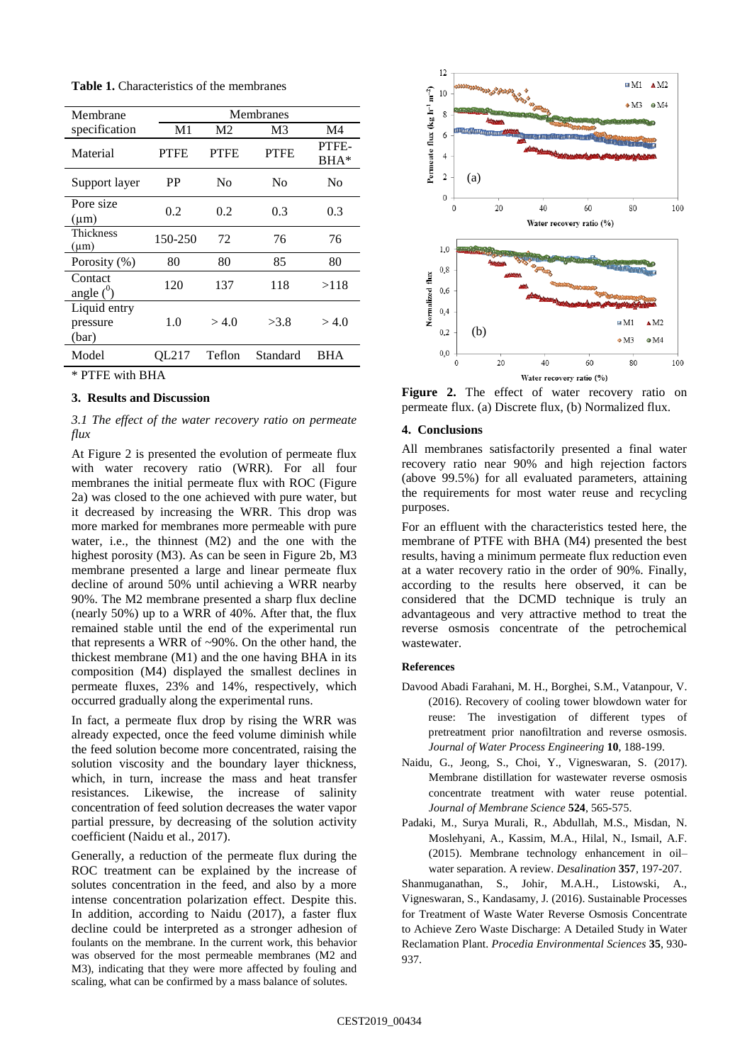**Table 1.** Characteristics of the membranes

| Membrane specification | Membranes | | | |
|---|---|---|---|---|
| | M1 | M2 | M3 | M4 |
| Material | PTFE | PTFE | PTFE | PTFE-BHA* |
| Support layer | PP | No | No | No |
| Pore size (μm) | 0.2 | 0.2 | 0.3 | 0.3 |
| Thickness (μm) | 150-250 | 72 | 76 | 76 |
| Porosity (%) | 80 | 80 | 85 | 80 |
| Contact angle ($^0$) | 120 | 137 | 118 | >118 |
| Liquid entry pressure (bar) | 1.0 | > 4.0 | >3.8 | > 4.0 |
| Model | QL217 | Teflon | Standard | BHA |

\* PTFE with BHA

## 3. Results and Discussion

### *3.1 The effect of the water recovery ratio on permeate flux*

At Figure 2 is presented the evolution of permeate flux with water recovery ratio (WRR). For all four membranes the initial permeate flux with ROC (Figure 2a) was closed to the one achieved with pure water, but it decreased by increasing the WRR. This drop was more marked for membranes more permeable with pure water, i.e., the thinnest (M2) and the one with the highest porosity (M3). As can be seen in Figure 2b, M3 membrane presented a large and linear permeate flux decline of around 50% until achieving a WRR nearby 90%. The M2 membrane presented a sharp flux decline (nearly 50%) up to a WRR of 40%. After that, the flux remained stable until the end of the experimental run that represents a WRR of ~90%. On the other hand, the thickest membrane (M1) and the one having BHA in its composition (M4) displayed the smallest declines in permeate fluxes, 23% and 14%, respectively, which occurred gradually along the experimental runs.

In fact, a permeate flux drop by rising the WRR was already expected, once the feed volume diminish while the feed solution become more concentrated, raising the solution viscosity and the boundary layer thickness, which, in turn, increase the mass and heat transfer resistances. Likewise, the increase of salinity concentration of feed solution decreases the water vapor partial pressure, by decreasing of the solution activity coefficient (Naidu et al., 2017).

Generally, a reduction of the permeate flux during the ROC treatment can be explained by the increase of solutes concentration in the feed, and also by a more intense concentration polarization effect. Despite this. In addition, according to Naidu (2017), a faster flux decline could be interpreted as a stronger adhesion of foulants on the membrane. In the current work, this behavior was observed for the most permeable membranes (M2 and M3), indicating that they were more affected by fouling and scaling, what can be confirmed by a mass balance of solutes.

12
10
8
6
4
2
0
Permeate flux (kg h$^{-1}$ m$^{-2}$)
(a)
0 20 40 60 80 100
Water recovery ratio (%)
M1 M2 M3 M4

1,0
0,8
0,6
0,4
0,2
0,0
Normalized flux
(b)
0 20 40 60 80 100
Water recovery ratio (%)
M1 M2 M3 M4

**Figure 2.** The effect of water recovery ratio on permeate flux. (a) Discrete flux, (b) Normalized flux.

## 4. Conclusions

All membranes satisfactorily presented a final water recovery ratio near 90% and high rejection factors (above 99.5%) for all evaluated parameters, attaining the requirements for most water reuse and recycling purposes.

For an effluent with the characteristics tested here, the membrane of PTFE with BHA (M4) presented the best results, having a minimum permeate flux reduction even at a water recovery ratio in the order of 90%. Finally, according to the results here observed, it can be considered that the DCMD technique is truly an advantageous and very attractive method to treat the reverse osmosis concentrate of the petrochemical wastewater.

### References

Davood Abadi Farahani, M. H., Borghei, S.M., Vatanpour, V. (2016). Recovery of cooling tower blowdown water for reuse: The investigation of different types of pretreatment prior nanofiltration and reverse osmosis. *Journal of Water Process Engineering* **10**, 188-199.

Naidu, G., Jeong, S., Choi, Y., Vigneswaran, S. (2017). Membrane distillation for wastewater reverse osmosis concentrate treatment with water reuse potential. *Journal of Membrane Science* **524**, 565-575.

Padaki, M., Surya Murali, R., Abdullah, M.S., Misdan, N. Moslehyani, A., Kassim, M.A., Hilal, N., Ismail, A.F. (2015). Membrane technology enhancement in oil–water separation. A review. *Desalination* **357**, 197-207.

Shanmuganathan, S., Johir, M.A.H., Listowski, A., Vigneswaran, S., Kandasamy, J. (2016). Sustainable Processes for Treatment of Waste Water Reverse Osmosis Concentrate to Achieve Zero Waste Discharge: A Detailed Study in Water Reclamation Plant. *Procedia Environmental Sciences* **35**, 930-937.